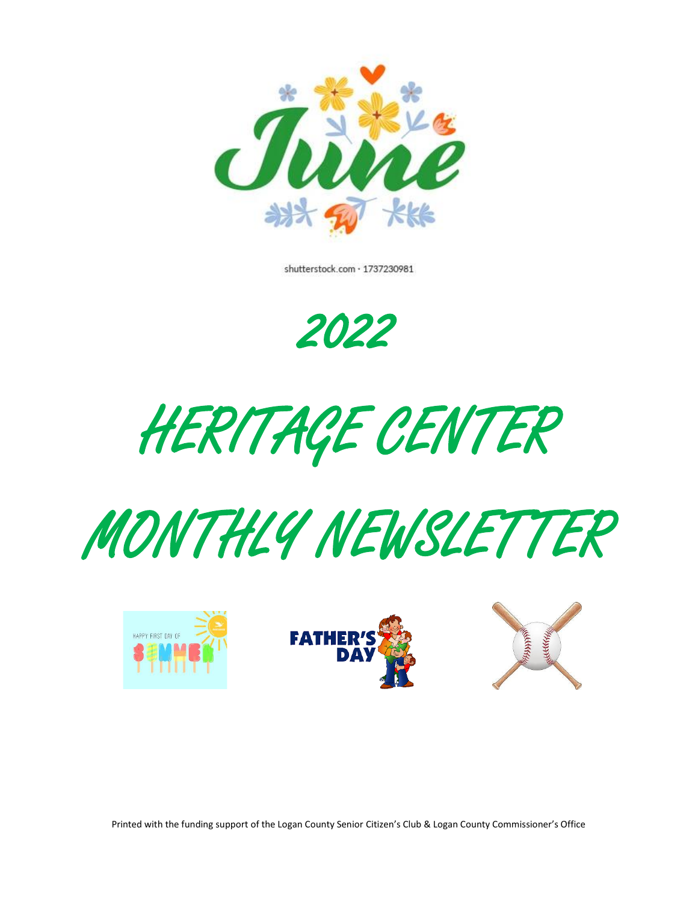June

shutterstock.com · 1737230981

# 2022

# HERITAGE CENTER

# MONTHLY NEWSLETTER

HAPPY FIRST DAY OF SUMMER

FATHER'S DAY

Printed with the funding support of the Logan County Senior Citizen's Club & Logan County Commissioner's Office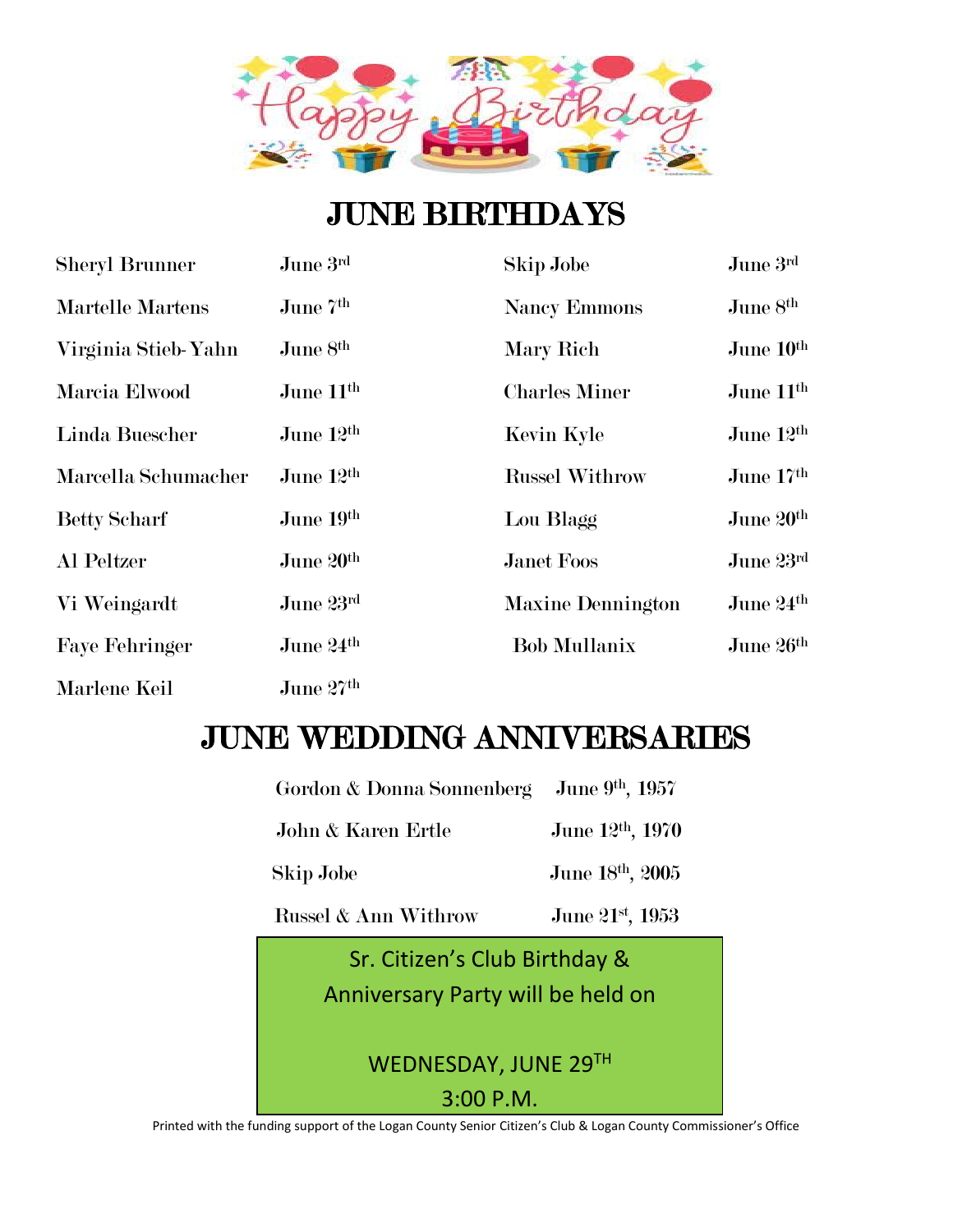# JUNE BIRTHDAYS

| | | | |
|---|---|---|---|
| Sheryl Brunner | June 3rd | Skip Jobe | June 3rd |
| Martelle Martens | June 7th | Nancy Emmons | June 8th |
| Virginia Stieb-Yahn | June 8th | Mary Rich | June 10th |
| Marcia Elwood | June 11th | Charles Miner | June 11th |
| Linda Buescher | June 12th | Kevin Kyle | June 12th |
| Marcella Schumacher | June 12th | Russel Withrow | June 17th |
| Betty Scharf | June 19th | Lou Blagg | June 20th |
| Al Peltzer | June 20th | Janet Foos | June 23rd |
| Vi Weingardt | June 23rd | Maxine Dennington | June 24th |
| Faye Fehringer | June 24th | Bob Mullanix | June 26th |
| Marlene Keil | June 27th | | |

# JUNE WEDDING ANNIVERSARIES

| | |
|---|---|
| Gordon & Donna Sonnenberg | June 9th, 1957 |
| John & Karen Ertle | June 12th, 1970 |
| Skip Jobe | June 18th, 2005 |
| Russel & Ann Withrow | June 21st, 1953 |

Sr. Citizen's Club Birthday & Anniversary Party will be held on

WEDNESDAY, JUNE 29TH

3:00 P.M.

Printed with the funding support of the Logan County Senior Citizen's Club & Logan County Commissioner's Office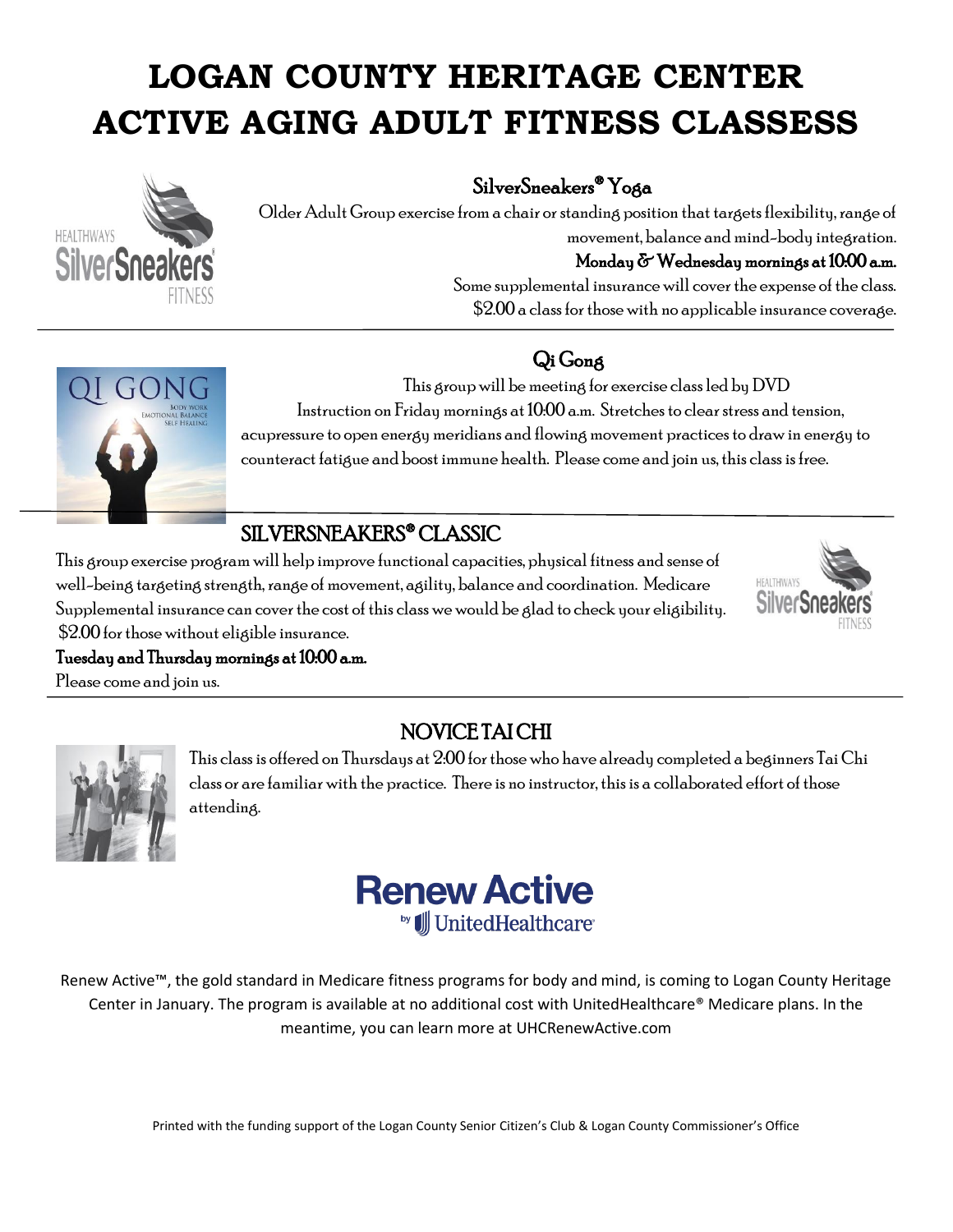# LOGAN COUNTY HERITAGE CENTER ACTIVE AGING ADULT FITNESS CLASSESS

## SilverSneakers® Yoga

Older Adult Group exercise from a chair or standing position that targets flexibility, range of movement, balance and mind-body integration.

**Monday & Wednesday mornings at 10:00 a.m.**

Some supplemental insurance will cover the expense of the class. $2.00 a class for those with no applicable insurance coverage.

## Qi Gong

This group will be meeting for exercise class led by DVD Instruction on Friday mornings at 10:00 a.m. Stretches to clear stress and tension, acupressure to open energy meridians and flowing movement practices to draw in energy to counteract fatigue and boost immune health. Please come and join us, this class is free.

## SILVERSNEAKERS® CLASSIC

This group exercise program will help improve functional capacities, physical fitness and sense of well-being targeting strength, range of movement, agility, balance and coordination. Medicare Supplemental insurance can cover the cost of this class we would be glad to check your eligibility. $2.00 for those without eligible insurance.

**Tuesday and Thursday mornings at 10:00 a.m.**

Please come and join us.

## NOVICE TAI CHI

This class is offered on Thursdays at 2:00 for those who have already completed a beginners Tai Chi class or are familiar with the practice. There is no instructor, this is a collaborated effort of those attending.

**Renew Active** by UnitedHealthcare®

Renew Active™, the gold standard in Medicare fitness programs for body and mind, is coming to Logan County Heritage Center in January. The program is available at no additional cost with UnitedHealthcare® Medicare plans. In the meantime, you can learn more at UHCRenewActive.com

Printed with the funding support of the Logan County Senior Citizen's Club & Logan County Commissioner's Office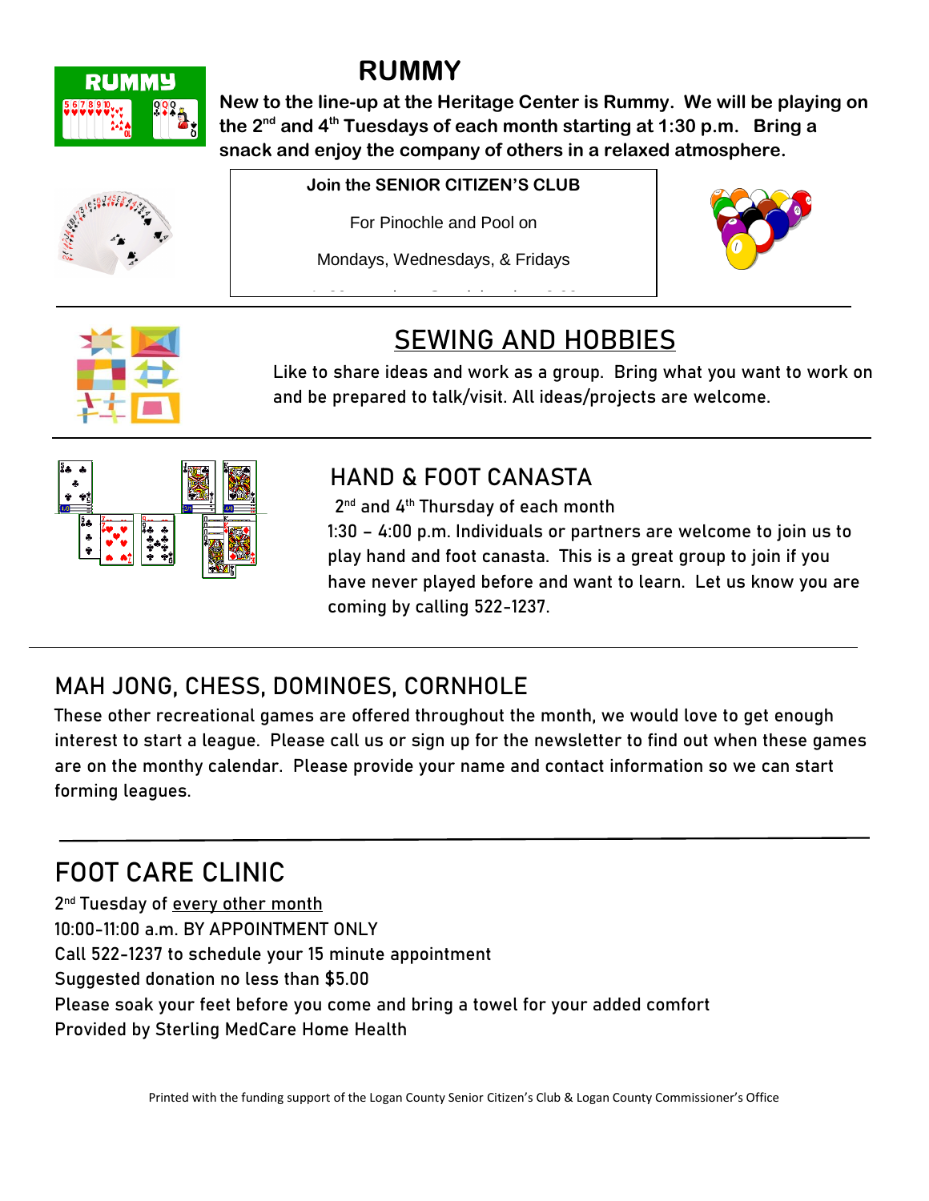# RUMMY

**New to the line-up at the Heritage Center is Rummy. We will be playing on the 2nd and 4th Tuesdays of each month starting at 1:30 p.m. Bring a snack and enjoy the company of others in a relaxed atmosphere.**

Join the **SENIOR CITIZEN'S CLUB**

For Pinochle and Pool on

Mondays, Wednesdays, & Fridays

---

# SEWING AND HOBBIES

Like to share ideas and work as a group. Bring what you want to work on and be prepared to talk/visit. All ideas/projects are welcome.

---

# HAND & FOOT CANASTA

2nd and 4th Thursday of each month

1:30 – 4:00 p.m. Individuals or partners are welcome to join us to play hand and foot canasta. This is a great group to join if you have never played before and want to learn. Let us know you are coming by calling 522-1237.

---

# MAH JONG, CHESS, DOMINOES, CORNHOLE

These other recreational games are offered throughout the month, we would love to get enough interest to start a league. Please call us or sign up for the newsletter to find out when these games are on the monthy calendar. Please provide your name and contact information so we can start forming leagues.

---

# FOOT CARE CLINIC

2nd Tuesday of every other month
10:00-11:00 a.m. BY APPOINTMENT ONLY
Call 522-1237 to schedule your 15 minute appointment
Suggested donation no less than $5.00
Please soak your feet before you come and bring a towel for your added comfort
Provided by Sterling MedCare Home Health

Printed with the funding support of the Logan County Senior Citizen's Club & Logan County Commissioner's Office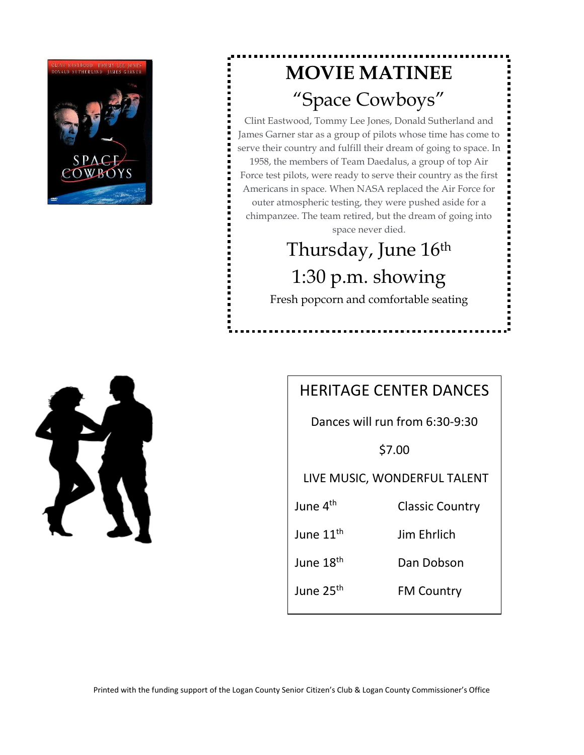# MOVIE MATINEE

## "Space Cowboys"

Clint Eastwood, Tommy Lee Jones, Donald Sutherland and James Garner star as a group of pilots whose time has come to serve their country and fulfill their dream of going to space. In 1958, the members of Team Daedalus, a group of top Air Force test pilots, were ready to serve their country as the first Americans in space. When NASA replaced the Air Force for outer atmospheric testing, they were pushed aside for a chimpanzee. The team retired, but the dream of going into space never died.

**Thursday, June 16th**

**1:30 p.m. showing**

Fresh popcorn and comfortable seating

## HERITAGE CENTER DANCES

Dances will run from 6:30-9:30

$7.00

LIVE MUSIC, WONDERFUL TALENT

| Date | Performer |
| --- | --- |
| June 4th | Classic Country |
| June 11th | Jim Ehrlich |
| June 18th | Dan Dobson |
| June 25th | FM Country |

Printed with the funding support of the Logan County Senior Citizen's Club & Logan County Commissioner's Office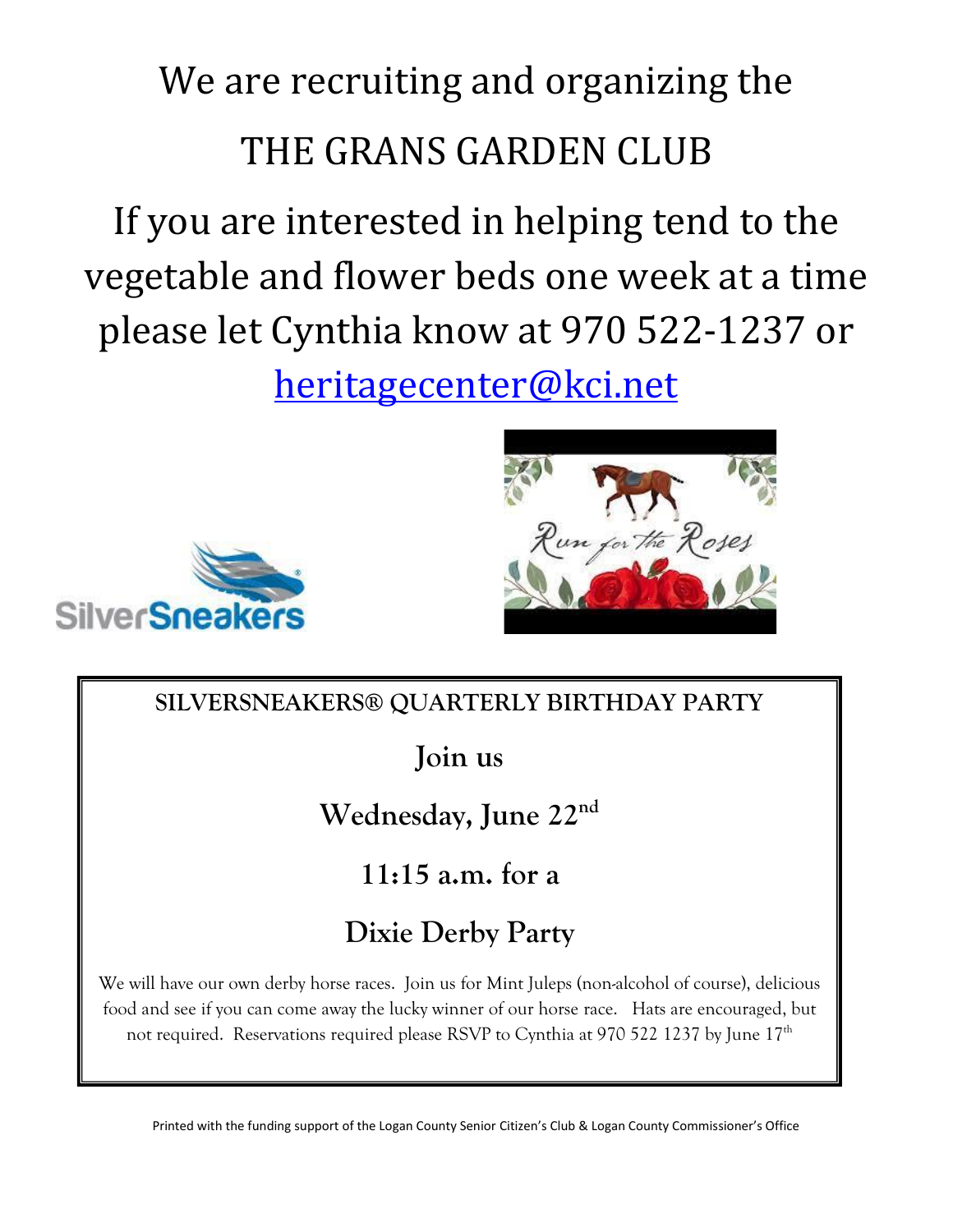We are recruiting and organizing the

# THE GRANS GARDEN CLUB

If you are interested in helping tend to the vegetable and flower beds one week at a time please let Cynthia know at 970 522-1237 or [heritagecenter@kci.net](mailto:heritagecenter@kci.net)

**SILVERSNEAKERS® QUARTERLY BIRTHDAY PARTY**

**Join us**

**Wednesday, June 22nd**

**11:15 a.m. for a**

**Dixie Derby Party**

We will have our own derby horse races. Join us for Mint Juleps (non-alcohol of course), delicious food and see if you can come away the lucky winner of our horse race. Hats are encouraged, but not required. Reservations required please RSVP to Cynthia at 970 522 1237 by June 17th

Printed with the funding support of the Logan County Senior Citizen's Club & Logan County Commissioner's Office